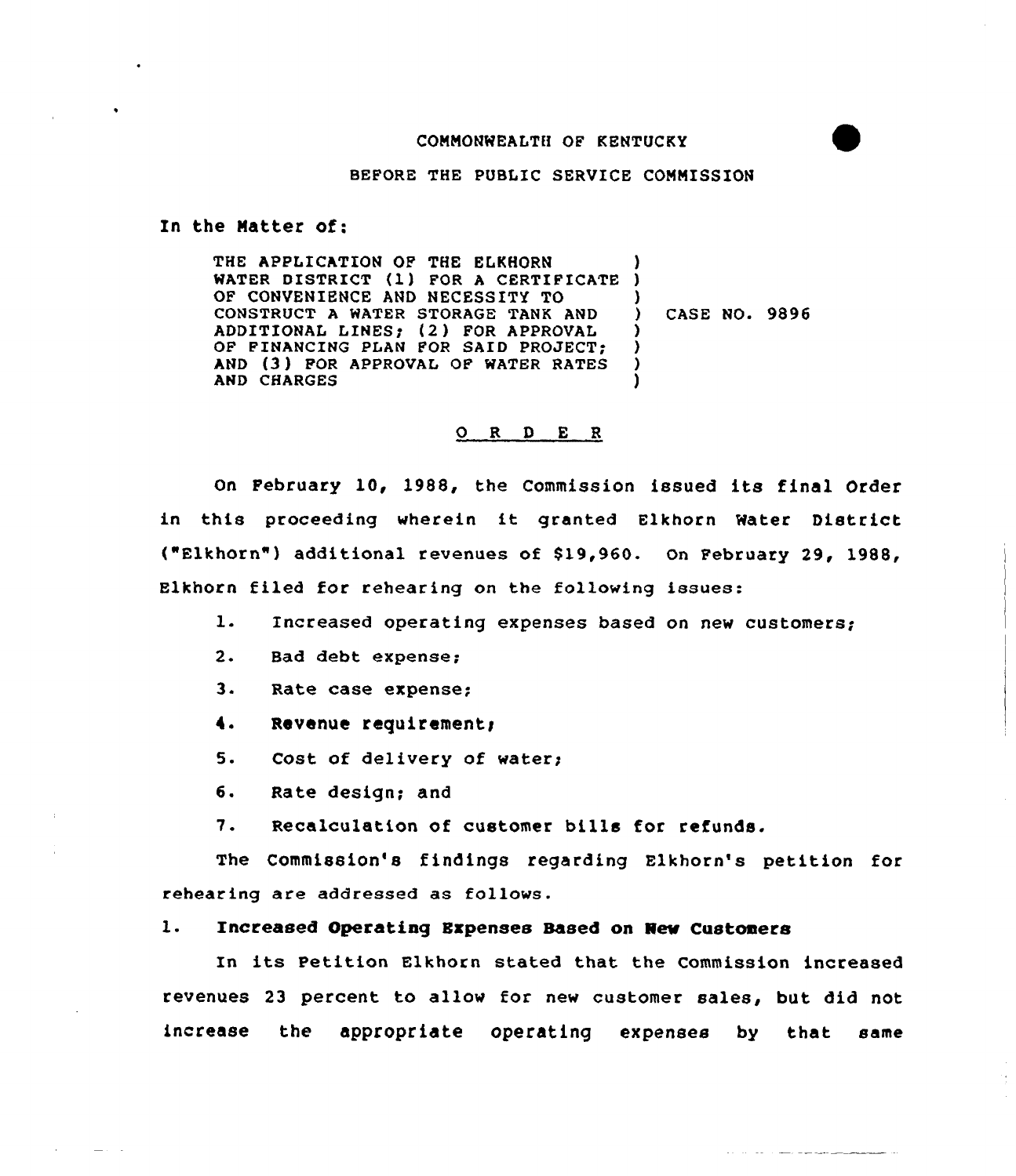COMMONWEALTH OF KENTUCKY

BEFORE THE PUBLIC SERVICE COMMISSION

In the Matter of:

| | | |
|---|---|---|
| THE APPLICATION OF THE ELKHORN WATER DISTRICT (1) FOR A CERTIFICATE OF CONVENIENCE AND NECESSITY TO CONSTRUCT A WATER STORAGE TANK AND ADDITIONAL LINES; (2) FOR APPROVAL OF FINANCING PLAN FOR SAID PROJECT; AND (3) FOR APPROVAL OF WATER RATES AND CHARGES | ) | CASE NO. 9896 |

# O R D E R

On February 10, 1988, the Commission issued its final Order in this proceeding wherein it granted Elkhorn Water District ("Elkhorn") additional revenues of $19,960. On February 29, 1988, Elkhorn filed for rehearing on the following issues:

1. Increased operating expenses based on new customers;
2. Bad debt expense;
3. Rate case expense;
4. Revenue requirement;
5. Cost of delivery of water;
6. Rate design; and
7. Recalculation of customer bills for refunds.

The Commission's findings regarding Elkhorn's petition for rehearing are addressed as follows.

## 1. Increased Operating Expenses Based on New Customers

In its Petition Elkhorn stated that the Commission increased revenues 23 percent to allow for new customer sales, but did not increase the appropriate operating expenses by that same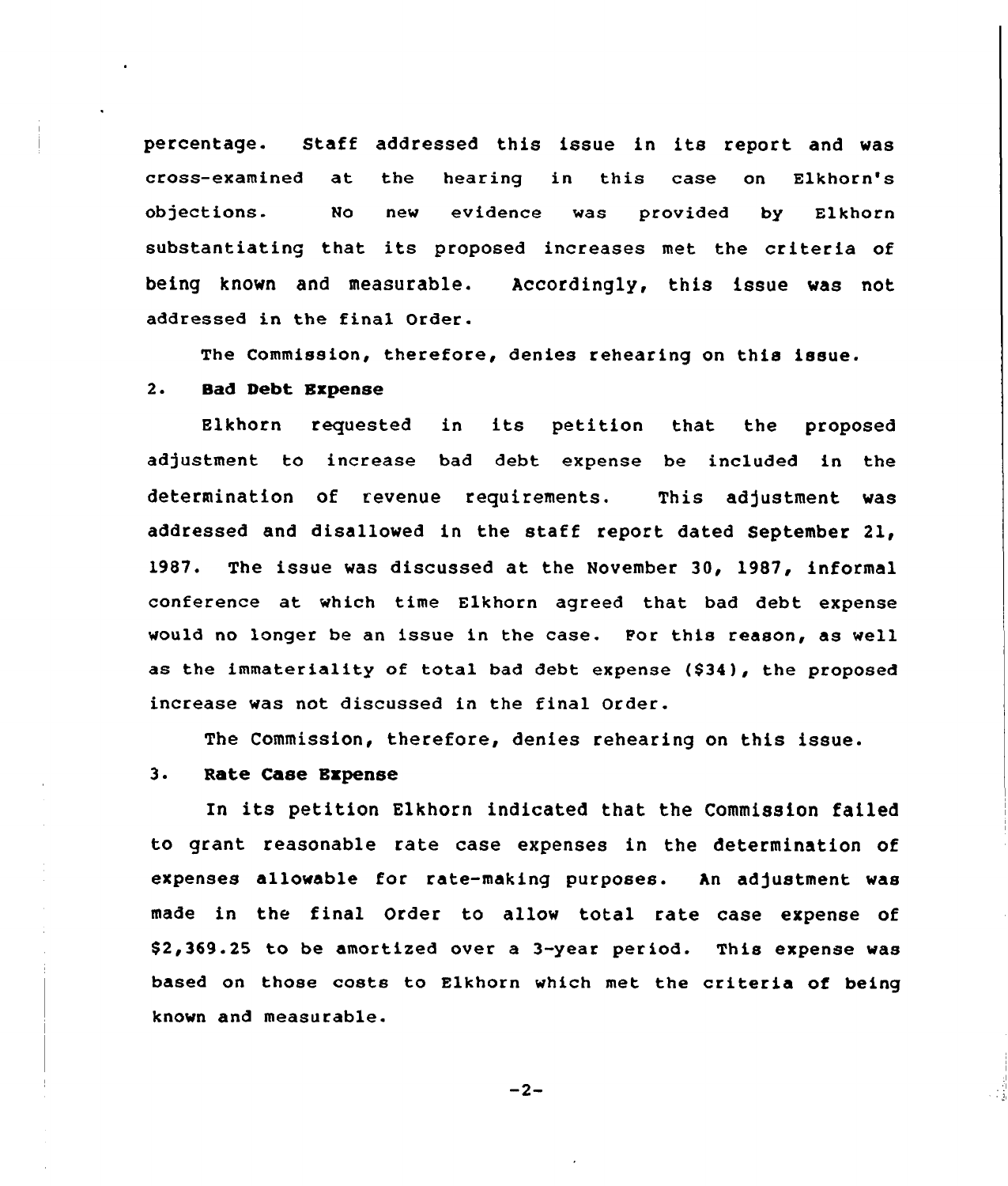percentage. Staff addressed this issue in its report and was cross-examined at the hearing in this case on Elkhorn's objections. No new evidence was provided by Elkhorn substantiating that its proposed increases met the criteria of being known and measurable. Accordingly, this issue was not addressed in the final Order.

The Commission, therefore, denies rehearing on this issue.

2. **Bad Debt Expense**

Elkhorn requested in its petition that the proposed adjustment to increase bad debt expense be included in the determination of revenue requirements. This adjustment was addressed and disallowed in the staff report dated September 21, 1987. The issue was discussed at the November 30, 1987, informal conference at which time Elkhorn agreed that bad debt expense would no longer be an issue in the case. For this reason, as well as the immateriality of total bad debt expense ($34), the proposed increase was not discussed in the final Order.

The Commission, therefore, denies rehearing on this issue.

3. **Rate Case Expense**

In its petition Elkhorn indicated that the Commission failed to grant reasonable rate case expenses in the determination of expenses allowable for rate-making purposes. An adjustment was made in the final Order to allow total rate case expense of $2,369.25 to be amortized over a 3-year period. This expense was based on those costs to Elkhorn which met the criteria of being known and measurable.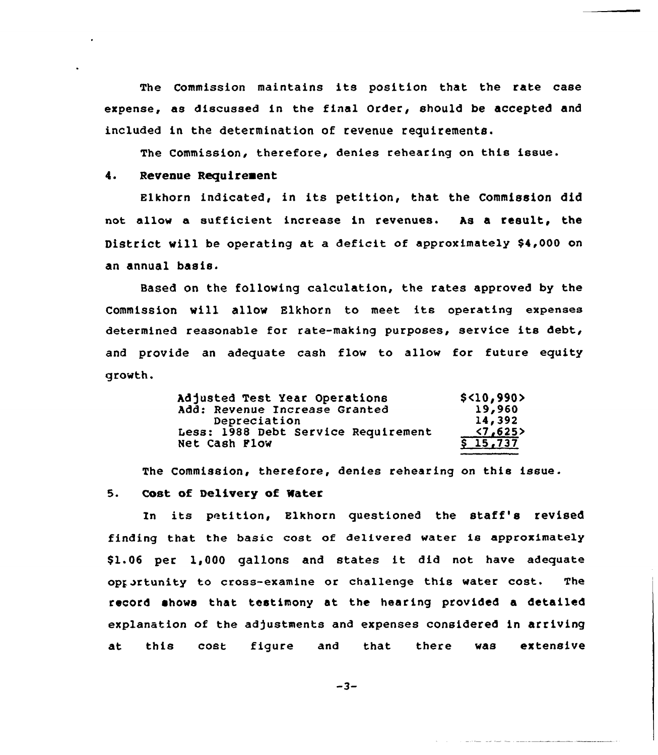The Commission maintains its position that the rate case expense, as discussed in the final Order, should be accepted and included in the determination of revenue requirements.

The Commission, therefore, denies rehearing on this issue.

**4. Revenue Requirement**

Elkhorn indicated, in its petition, that the Commission did not allow a sufficient increase in revenues. As a result, the District will be operating at a deficit of approximately $4,000 on an annual basis.

Based on the following calculation, the rates approved by the Commission will allow Elkhorn to meet its operating expenses determined reasonable for rate-making purposes, service its debt, and provide an adequate cash flow to allow for future equity growth.

| | |
|---|---|
| Adjusted Test Year Operations | $<10,990> |
| Add: Revenue Increase Granted | 19,960 |
| Depreciation | 14,392 |
| Less: 1988 Debt Service Requirement | <7,625> |
| Net Cash Flow | $ 15,737 |

The Commission, therefore, denies rehearing on this issue.

**5. Cost of Delivery of Water**

In its petition, Elkhorn questioned the staff's revised finding that the basic cost of delivered water is approximately $1.06 per 1,000 gallons and states it did not have adequate opportunity to cross-examine or challenge this water cost. The record shows that testimony at the hearing provided a detailed explanation of the adjustments and expenses considered in arriving at this cost figure and that there was extensive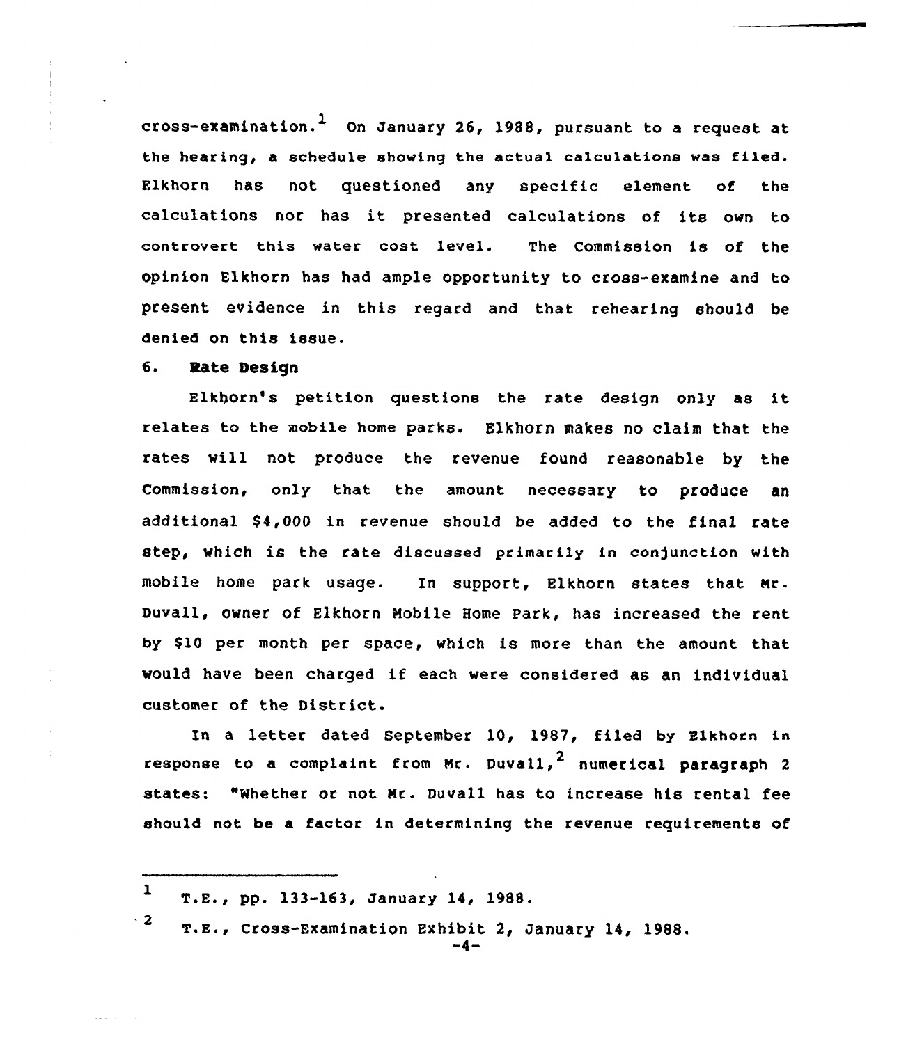cross-examination.[1] On January 26, 1988, pursuant to a request at the hearing, a schedule showing the actual calculations was filed. Elkhorn has not questioned any specific element of the calculations nor has it presented calculations of its own to controvert this water cost level. The Commission is of the opinion Elkhorn has had ample opportunity to cross-examine and to present evidence in this regard and that rehearing should be denied on this issue.

**6. Rate Design**

Elkhorn's petition questions the rate design only as it relates to the mobile home parks. Elkhorn makes no claim that the rates will not produce the revenue found reasonable by the Commission, only that the amount necessary to produce an additional $4,000 in revenue should be added to the final rate step, which is the rate discussed primarily in conjunction with mobile home park usage. In support, Elkhorn states that Mr. Duvall, owner of Elkhorn Mobile Home Park, has increased the rent by $10 per month per space, which is more than the amount that would have been charged if each were considered as an individual customer of the District.

In a letter dated September 10, 1987, filed by Elkhorn in response to a complaint from Mr. Duvall,[2] numerical paragraph 2 states: "Whether or not Mr. Duvall has to increase his rental fee should not be a factor in determining the revenue requirements of

---

[1] T.E., pp. 133-163, January 14, 1988.

[2] T.E., Cross-Examination Exhibit 2, January 14, 1988.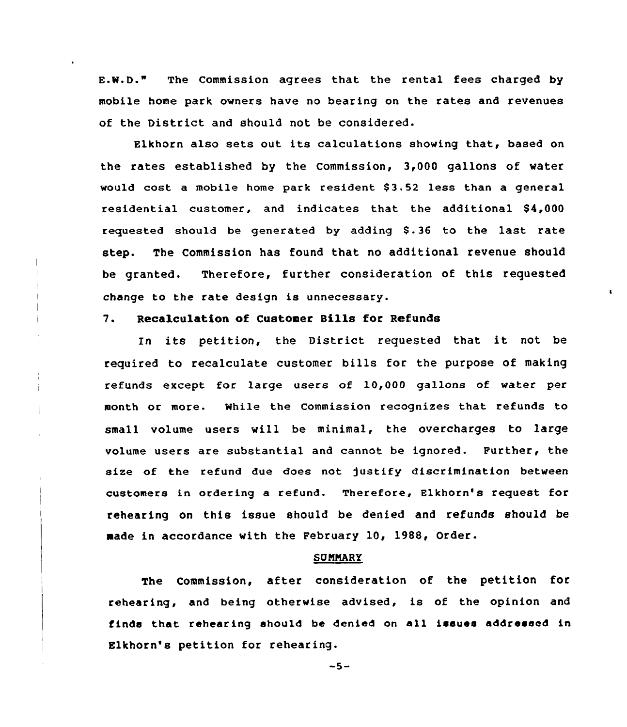E.W.D." The Commission agrees that the rental fees charged by mobile home park owners have no bearing on the rates and revenues of the District and should not be considered.

Elkhorn also sets out its calculations showing that, based on the rates established by the Commission, 3,000 gallons of water would cost a mobile home park resident $3.52 less than a general residential customer, and indicates that the additional $4,000 requested should be generated by adding $.36 to the last rate step. The Commission has found that no additional revenue should be granted. Therefore, further consideration of this requested change to the rate design is unnecessary.

**7. Recalculation of Customer Bills for Refunds**

In its petition, the District requested that it not be required to recalculate customer bills for the purpose of making refunds except for large users of 10,000 gallons of water per month or more. While the Commission recognizes that refunds to small volume users will be minimal, the overcharges to large volume users are substantial and cannot be ignored. Further, the size of the refund due does not justify discrimination between customers in ordering a refund. Therefore, Elkhorn's request for rehearing on this issue should be denied and refunds should be made in accordance with the February 10, 1988, Order.

## SUMMARY

The Commission, after consideration of the petition for rehearing, and being otherwise advised, is of the opinion and finds that rehearing should be denied on all issues addressed in Elkhorn's petition for rehearing.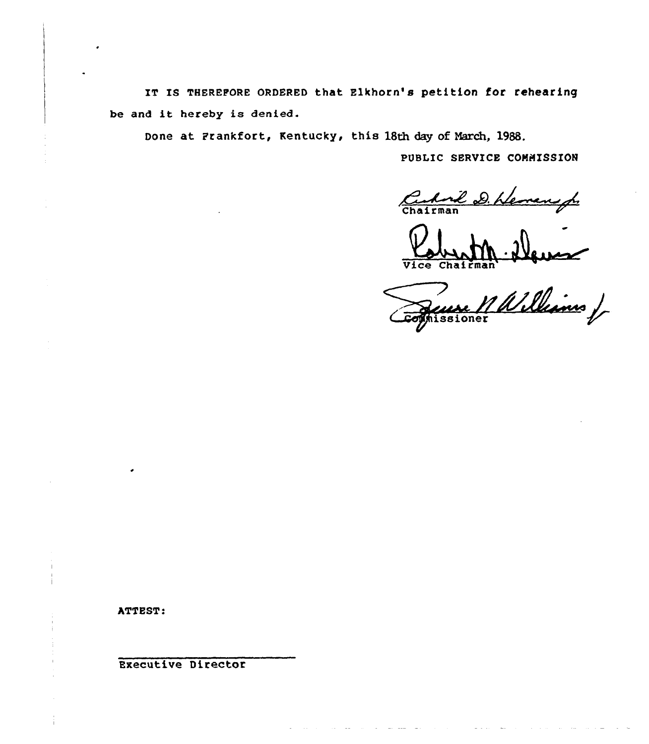IT IS THEREFORE ORDERED that Elkhorn's petition for rehearing be and it hereby is denied.

Done at Frankfort, Kentucky, this 18th day of March, 1988.

PUBLIC SERVICE COMMISSION

Chairman

Vice Chairman

Commissioner

ATTEST:

Executive Director